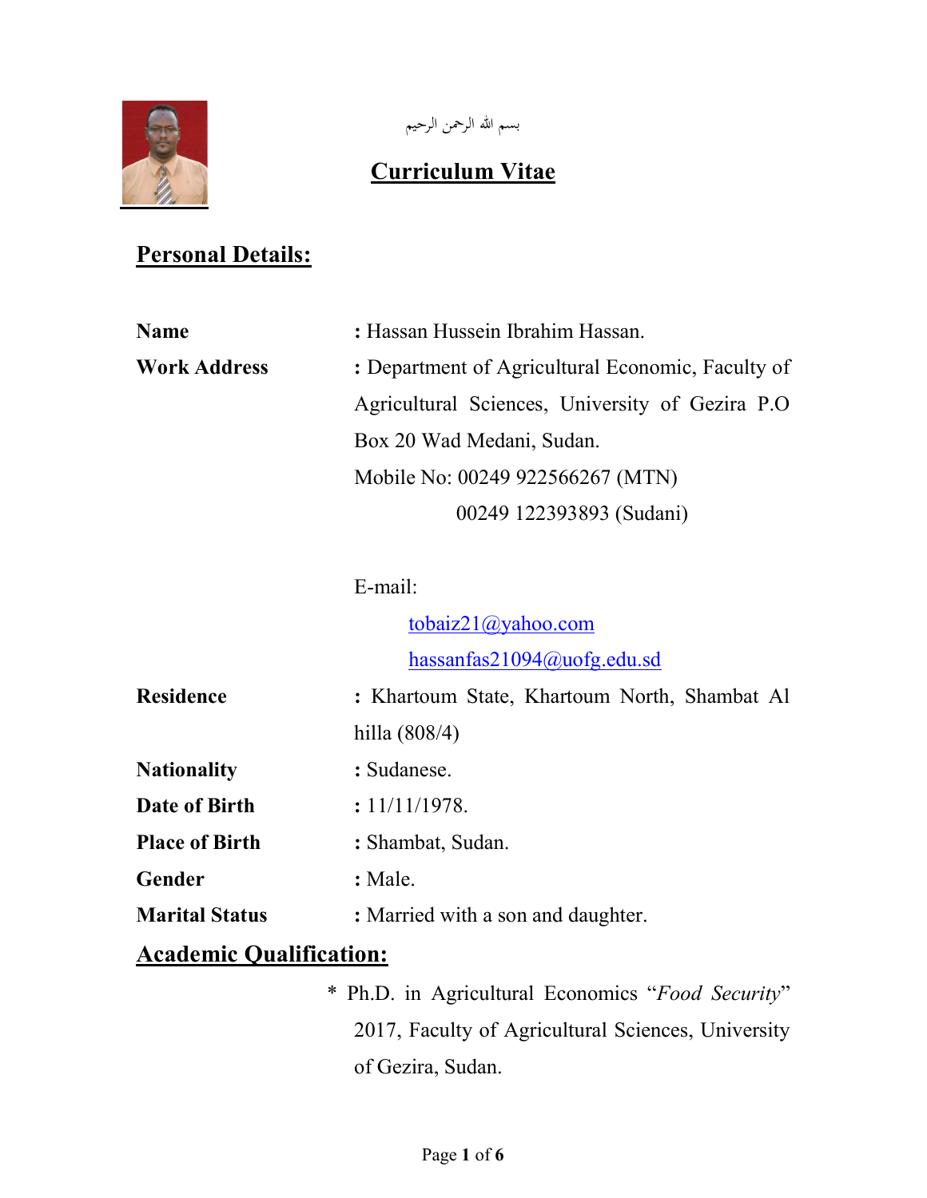بسم الله الرحمن الرحيم

# Curriculum Vitae

## Personal Details:

**Name** : Hassan Hussein Ibrahim Hassan.

**Work Address** : Department of Agricultural Economic, Faculty of Agricultural Sciences, University of Gezira P.O Box 20 Wad Medani, Sudan.
Mobile No: 00249 922566267 (MTN)
00249 122393893 (Sudani)

E-mail:
tobaiz21@yahoo.com
hassanfas21094@uofg.edu.sd

**Residence** : Khartoum State, Khartoum North, Shambat Al hilla (808/4)

**Nationality** : Sudanese.

**Date of Birth** : 11/11/1978.

**Place of Birth** : Shambat, Sudan.

**Gender** : Male.

**Marital Status** : Married with a son and daughter.

## Academic Qualification:

* Ph.D. in Agricultural Economics "*Food Security*" 2017, Faculty of Agricultural Sciences, University of Gezira, Sudan.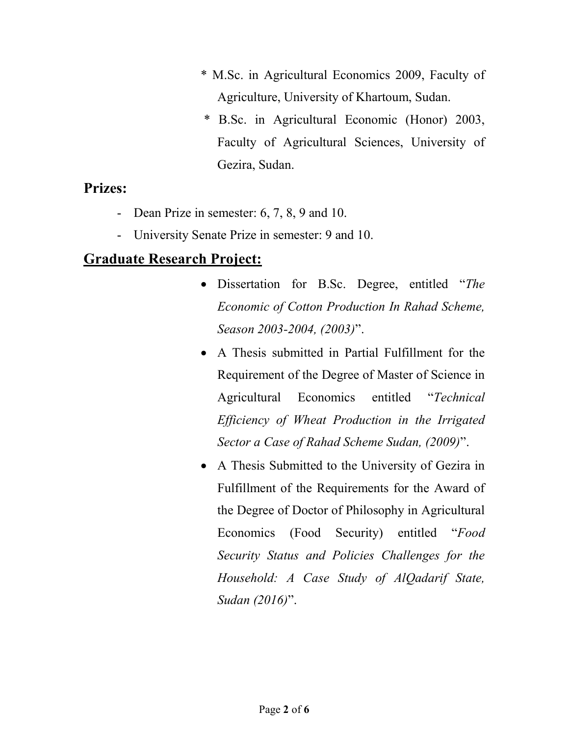* M.Sc. in Agricultural Economics 2009, Faculty of Agriculture, University of Khartoum, Sudan.
* B.Sc. in Agricultural Economic (Honor) 2003, Faculty of Agricultural Sciences, University of Gezira, Sudan.

## Prizes:

- Dean Prize in semester: 6, 7, 8, 9 and 10.
- University Senate Prize in semester: 9 and 10.

## Graduate Research Project:

- Dissertation for B.Sc. Degree, entitled "*The Economic of Cotton Production In Rahad Scheme, Season 2003-2004, (2003)*".
- A Thesis submitted in Partial Fulfillment for the Requirement of the Degree of Master of Science in Agricultural Economics entitled "*Technical Efficiency of Wheat Production in the Irrigated Sector a Case of Rahad Scheme Sudan, (2009)*".
- A Thesis Submitted to the University of Gezira in Fulfillment of the Requirements for the Award of the Degree of Doctor of Philosophy in Agricultural Economics (Food Security) entitled "*Food Security Status and Policies Challenges for the Household: A Case Study of AlQadarif State, Sudan (2016)*".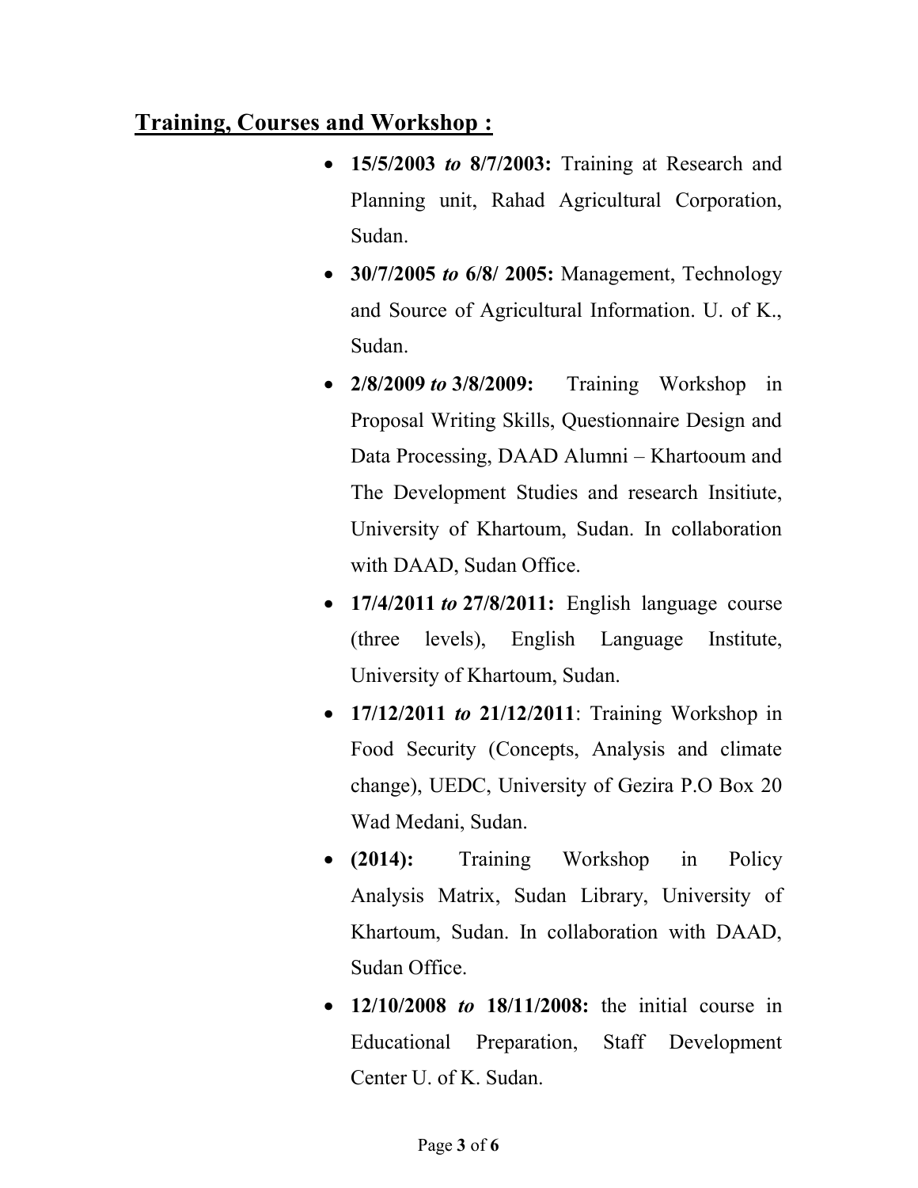## Training, Courses and Workshop :

- **15/5/2003 *to* 8/7/2003:** Training at Research and Planning unit, Rahad Agricultural Corporation, Sudan.
- **30/7/2005 *to* 6/8/ 2005:** Management, Technology and Source of Agricultural Information. U. of K., Sudan.
- **2/8/2009 *to* 3/8/2009:** Training Workshop in Proposal Writing Skills, Questionnaire Design and Data Processing, DAAD Alumni – Khartooum and The Development Studies and research Insitiute, University of Khartoum, Sudan. In collaboration with DAAD, Sudan Office.
- **17/4/2011 *to* 27/8/2011:** English language course (three levels), English Language Institute, University of Khartoum, Sudan.
- **17/12/2011 *to* 21/12/2011**: Training Workshop in Food Security (Concepts, Analysis and climate change), UEDC, University of Gezira P.O Box 20 Wad Medani, Sudan.
- **(2014):** Training Workshop in Policy Analysis Matrix, Sudan Library, University of Khartoum, Sudan. In collaboration with DAAD, Sudan Office.
- **12/10/2008 *to* 18/11/2008:** the initial course in Educational Preparation, Staff Development Center U. of K. Sudan.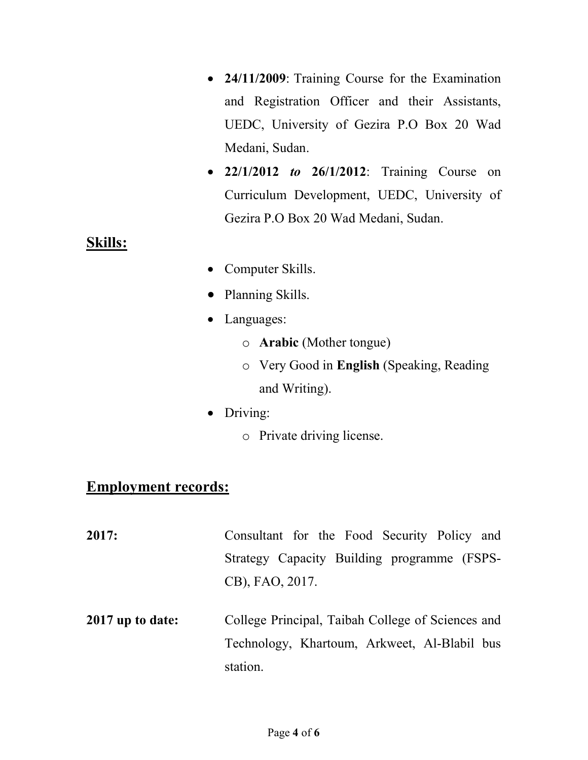- **24/11/2009**: Training Course for the Examination and Registration Officer and their Assistants, UEDC, University of Gezira P.O Box 20 Wad Medani, Sudan.
- **22/1/2012** ***to*** **26/1/2012**: Training Course on Curriculum Development, UEDC, University of Gezira P.O Box 20 Wad Medani, Sudan.

## Skills:

- Computer Skills.
- Planning Skills.
- Languages:
  - **Arabic** (Mother tongue)
  - Very Good in **English** (Speaking, Reading and Writing).
- Driving:
  - Private driving license.

## Employment records:

**2017:** Consultant for the Food Security Policy and Strategy Capacity Building programme (FSPS-CB), FAO, 2017.

**2017 up to date:** College Principal, Taibah College of Sciences and Technology, Khartoum, Arkweet, Al-Blabil bus station.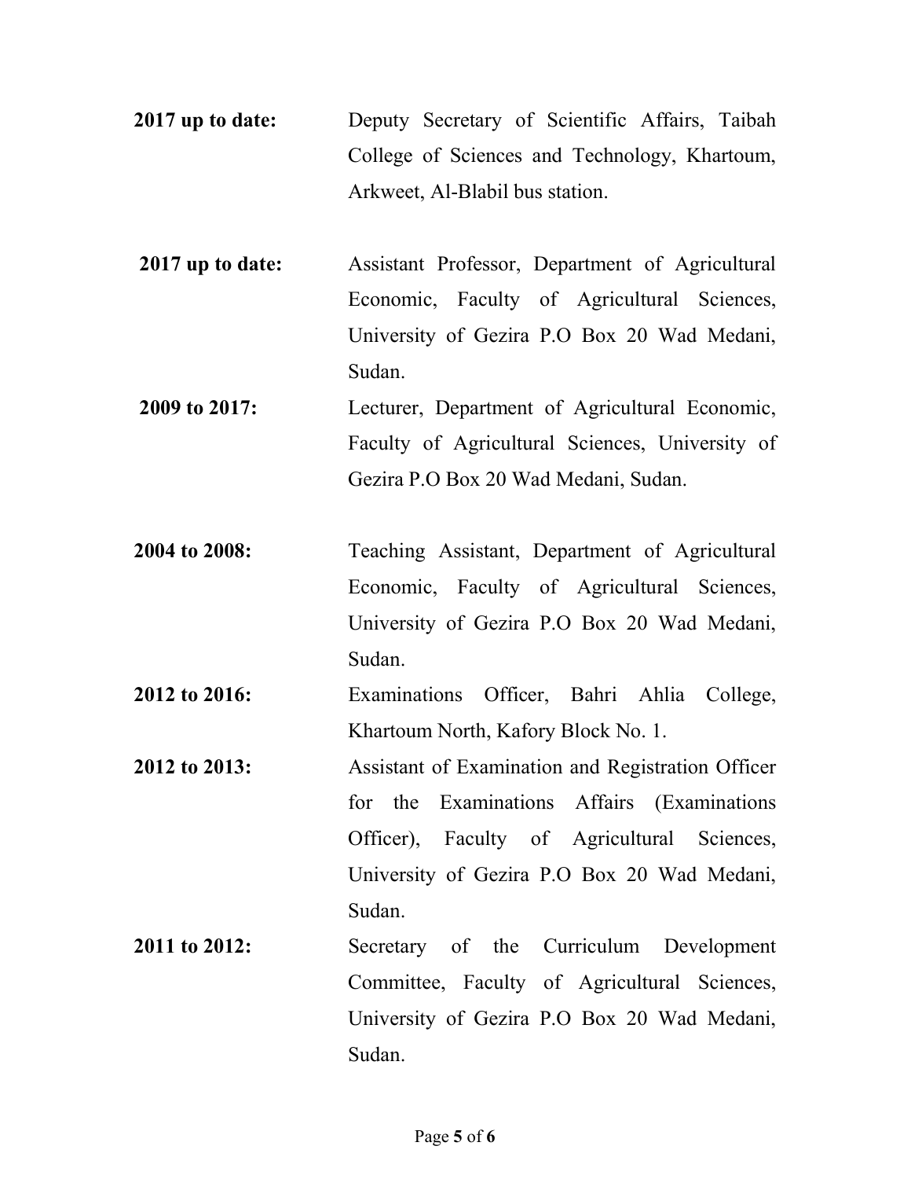**2017 up to date:** Deputy Secretary of Scientific Affairs, Taibah College of Sciences and Technology, Khartoum, Arkweet, Al-Blabil bus station.

**2017 up to date:** Assistant Professor, Department of Agricultural Economic, Faculty of Agricultural Sciences, University of Gezira P.O Box 20 Wad Medani, Sudan.

**2009 to 2017:** Lecturer, Department of Agricultural Economic, Faculty of Agricultural Sciences, University of Gezira P.O Box 20 Wad Medani, Sudan.

**2004 to 2008:** Teaching Assistant, Department of Agricultural Economic, Faculty of Agricultural Sciences, University of Gezira P.O Box 20 Wad Medani, Sudan.

**2012 to 2016:** Examinations Officer, Bahri Ahlia College, Khartoum North, Kafory Block No. 1.

**2012 to 2013:** Assistant of Examination and Registration Officer for the Examinations Affairs (Examinations Officer), Faculty of Agricultural Sciences, University of Gezira P.O Box 20 Wad Medani, Sudan.

**2011 to 2012:** Secretary of the Curriculum Development Committee, Faculty of Agricultural Sciences, University of Gezira P.O Box 20 Wad Medani, Sudan.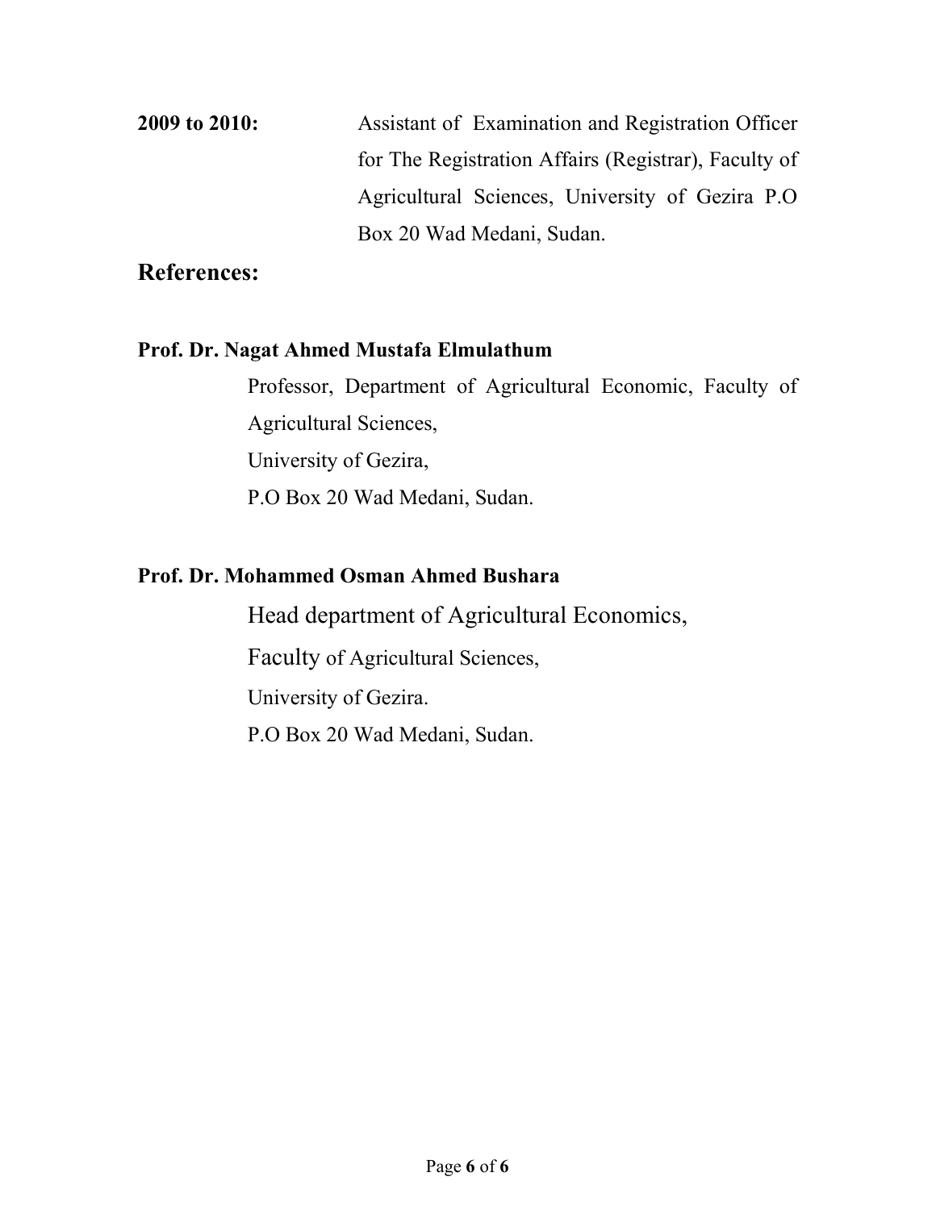**2009 to 2010:** Assistant of Examination and Registration Officer for The Registration Affairs (Registrar), Faculty of Agricultural Sciences, University of Gezira P.O Box 20 Wad Medani, Sudan.

## References:

**Prof. Dr. Nagat Ahmed Mustafa Elmulathum**

Professor, Department of Agricultural Economic, Faculty of Agricultural Sciences,
University of Gezira,
P.O Box 20 Wad Medani, Sudan.

**Prof. Dr. Mohammed Osman Ahmed Bushara**

Head department of Agricultural Economics,
Faculty of Agricultural Sciences,
University of Gezira.
P.O Box 20 Wad Medani, Sudan.